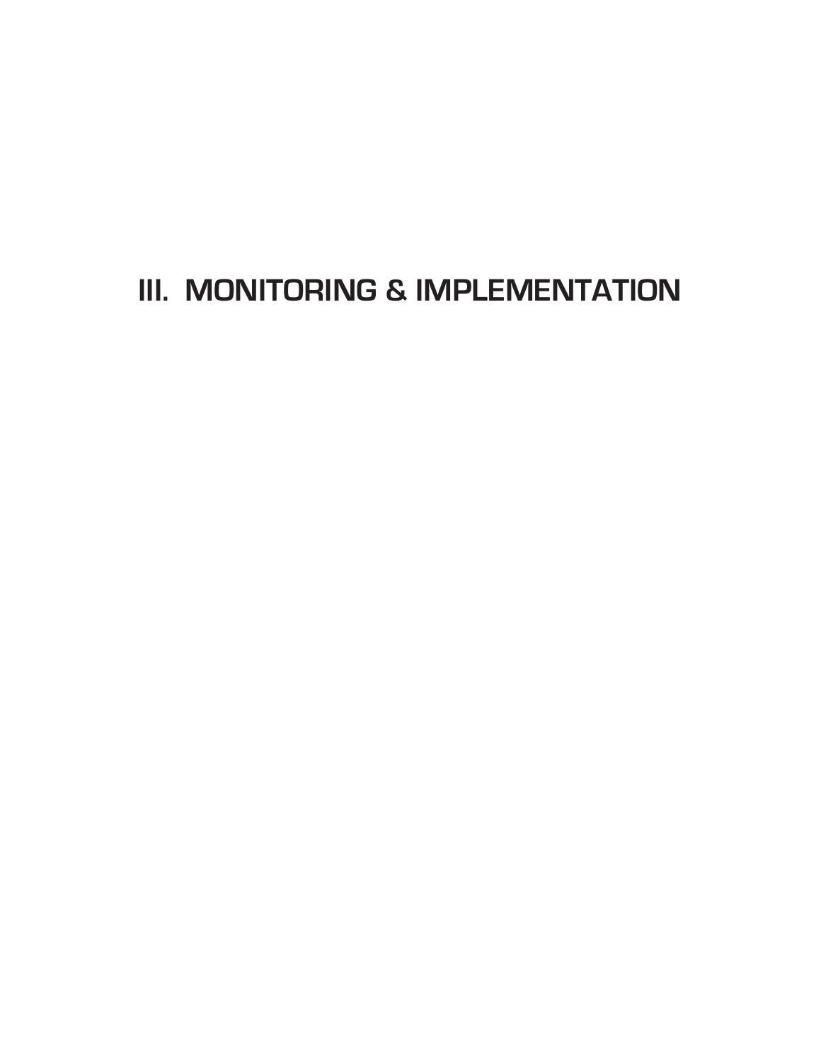# III. MONITORING & IMPLEMENTATION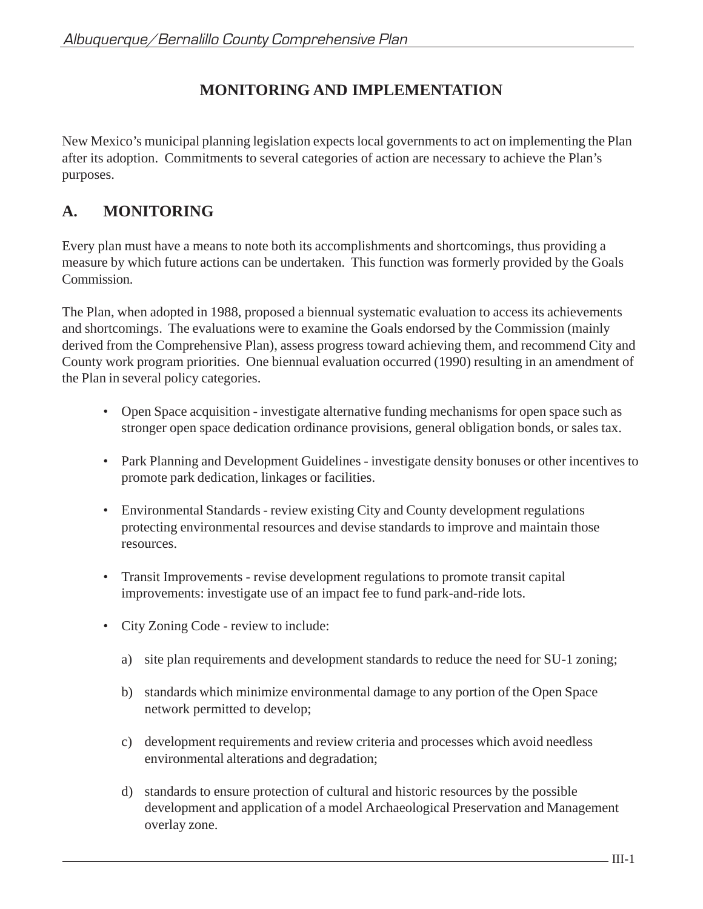# MONITORING AND IMPLEMENTATION

New Mexico's municipal planning legislation expects local governments to act on implementing the Plan after its adoption. Commitments to several categories of action are necessary to achieve the Plan's purposes.

## A. MONITORING

Every plan must have a means to note both its accomplishments and shortcomings, thus providing a measure by which future actions can be undertaken. This function was formerly provided by the Goals Commission.

The Plan, when adopted in 1988, proposed a biennual systematic evaluation to access its achievements and shortcomings. The evaluations were to examine the Goals endorsed by the Commission (mainly derived from the Comprehensive Plan), assess progress toward achieving them, and recommend City and County work program priorities. One biennual evaluation occurred (1990) resulting in an amendment of the Plan in several policy categories.

- Open Space acquisition - investigate alternative funding mechanisms for open space such as stronger open space dedication ordinance provisions, general obligation bonds, or sales tax.
- Park Planning and Development Guidelines - investigate density bonuses or other incentives to promote park dedication, linkages or facilities.
- Environmental Standards - review existing City and County development regulations protecting environmental resources and devise standards to improve and maintain those resources.
- Transit Improvements - revise development regulations to promote transit capital improvements: investigate use of an impact fee to fund park-and-ride lots.
- City Zoning Code - review to include:
    a) site plan requirements and development standards to reduce the need for SU-1 zoning;
    b) standards which minimize environmental damage to any portion of the Open Space network permitted to develop;
    c) development requirements and review criteria and processes which avoid needless environmental alterations and degradation;
    d) standards to ensure protection of cultural and historic resources by the possible development and application of a model Archaeological Preservation and Management overlay zone.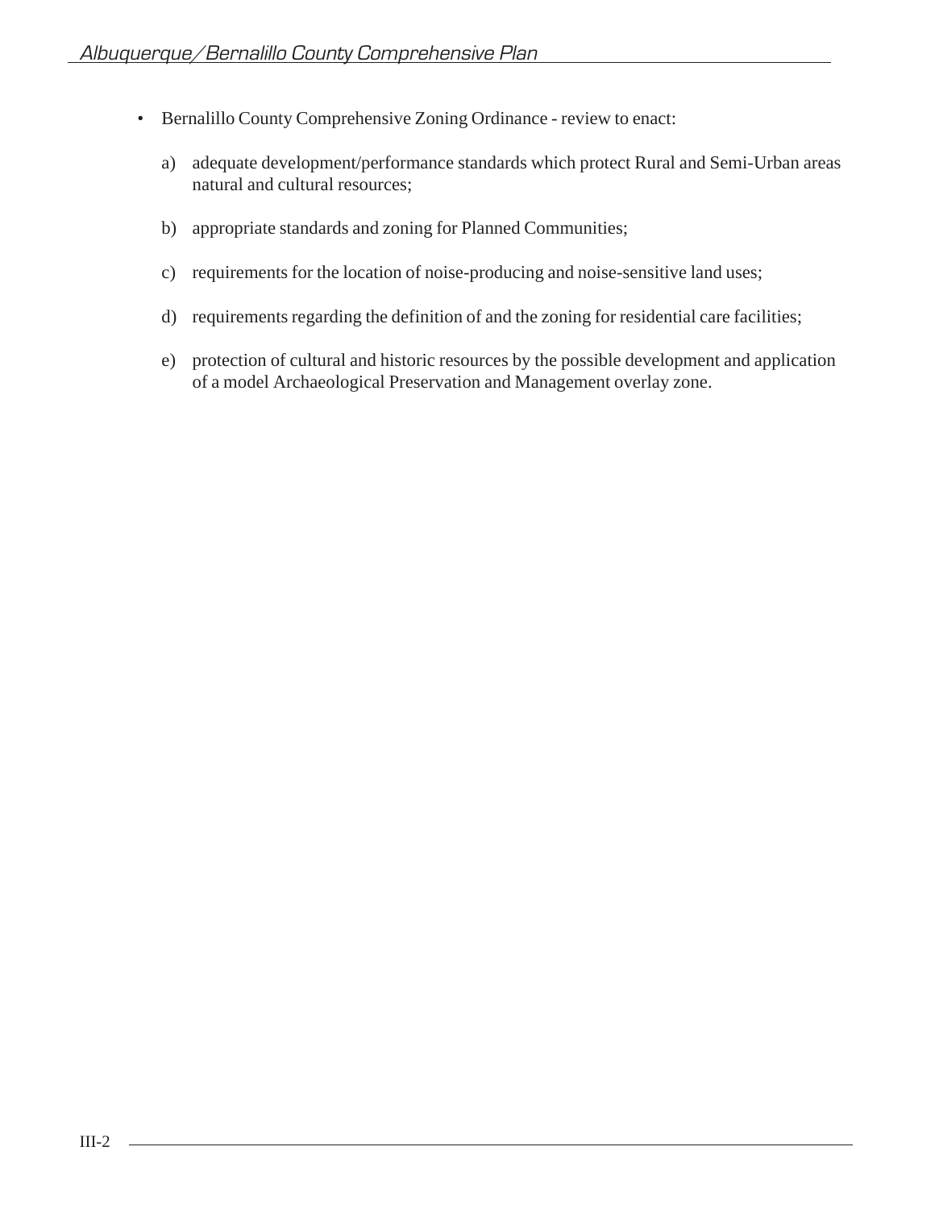- Bernalillo County Comprehensive Zoning Ordinance - review to enact:

  a) adequate development/performance standards which protect Rural and Semi-Urban areas natural and cultural resources;

  b) appropriate standards and zoning for Planned Communities;

  c) requirements for the location of noise-producing and noise-sensitive land uses;

  d) requirements regarding the definition of and the zoning for residential care facilities;

  e) protection of cultural and historic resources by the possible development and application of a model Archaeological Preservation and Management overlay zone.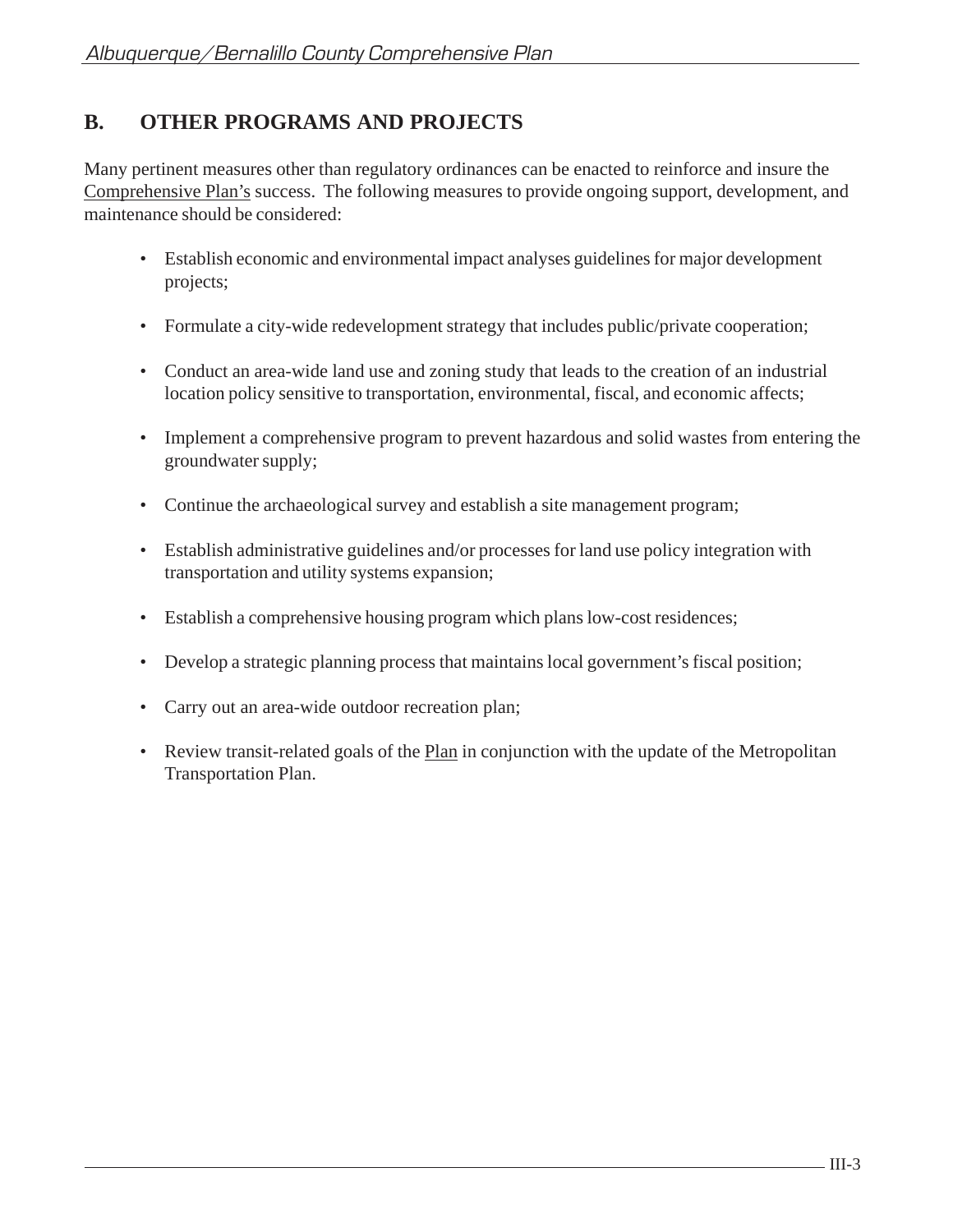## B. OTHER PROGRAMS AND PROJECTS

Many pertinent measures other than regulatory ordinances can be enacted to reinforce and insure the Comprehensive Plan's success. The following measures to provide ongoing support, development, and maintenance should be considered:

- Establish economic and environmental impact analyses guidelines for major development projects;
- Formulate a city-wide redevelopment strategy that includes public/private cooperation;
- Conduct an area-wide land use and zoning study that leads to the creation of an industrial location policy sensitive to transportation, environmental, fiscal, and economic affects;
- Implement a comprehensive program to prevent hazardous and solid wastes from entering the groundwater supply;
- Continue the archaeological survey and establish a site management program;
- Establish administrative guidelines and/or processes for land use policy integration with transportation and utility systems expansion;
- Establish a comprehensive housing program which plans low-cost residences;
- Develop a strategic planning process that maintains local government's fiscal position;
- Carry out an area-wide outdoor recreation plan;
- Review transit-related goals of the Plan in conjunction with the update of the Metropolitan Transportation Plan.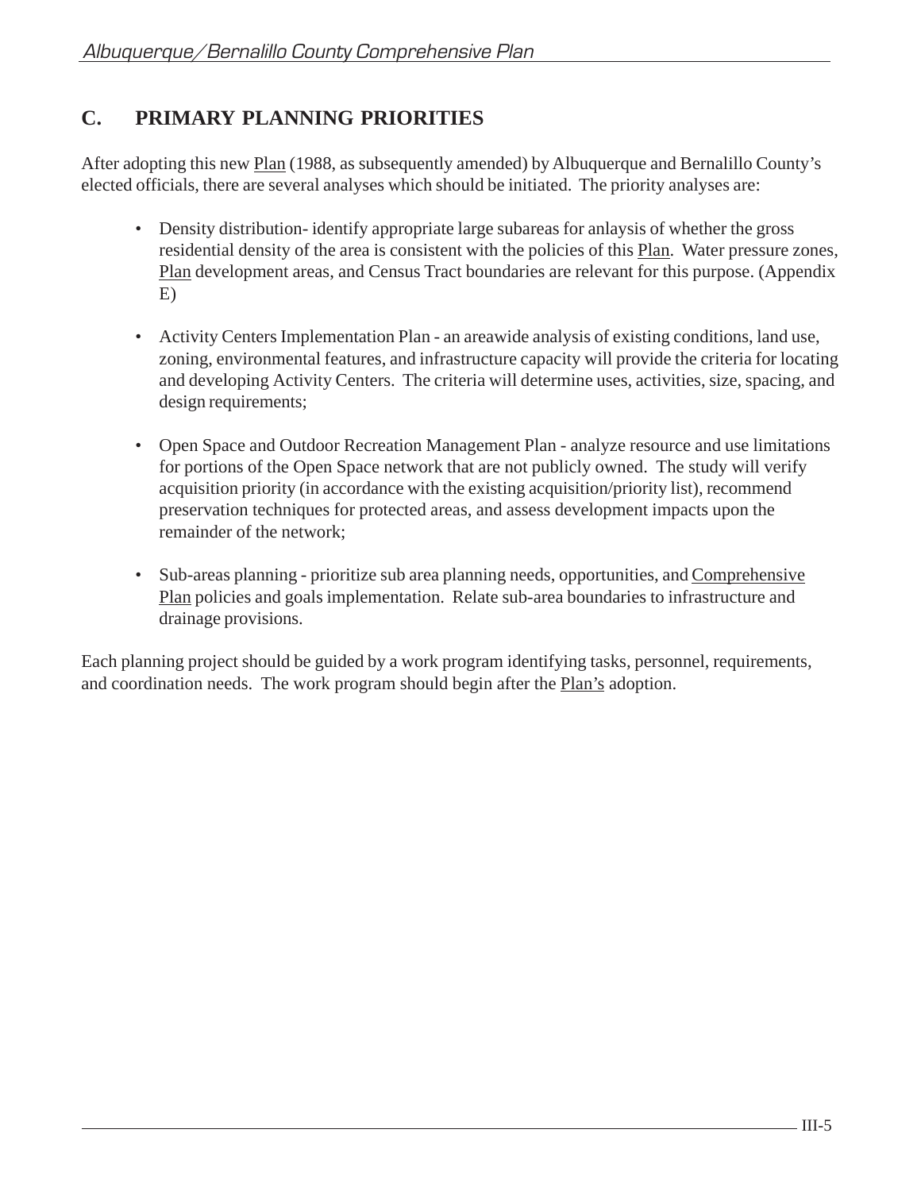## C. PRIMARY PLANNING PRIORITIES

After adopting this new Plan (1988, as subsequently amended) by Albuquerque and Bernalillo County's elected officials, there are several analyses which should be initiated. The priority analyses are:

- Density distribution- identify appropriate large subareas for anlaysis of whether the gross residential density of the area is consistent with the policies of this Plan. Water pressure zones, Plan development areas, and Census Tract boundaries are relevant for this purpose. (Appendix E)

- Activity Centers Implementation Plan - an areawide analysis of existing conditions, land use, zoning, environmental features, and infrastructure capacity will provide the criteria for locating and developing Activity Centers. The criteria will determine uses, activities, size, spacing, and design requirements;

- Open Space and Outdoor Recreation Management Plan - analyze resource and use limitations for portions of the Open Space network that are not publicly owned. The study will verify acquisition priority (in accordance with the existing acquisition/priority list), recommend preservation techniques for protected areas, and assess development impacts upon the remainder of the network;

- Sub-areas planning - prioritize sub area planning needs, opportunities, and Comprehensive Plan policies and goals implementation. Relate sub-area boundaries to infrastructure and drainage provisions.

Each planning project should be guided by a work program identifying tasks, personnel, requirements, and coordination needs. The work program should begin after the Plan's adoption.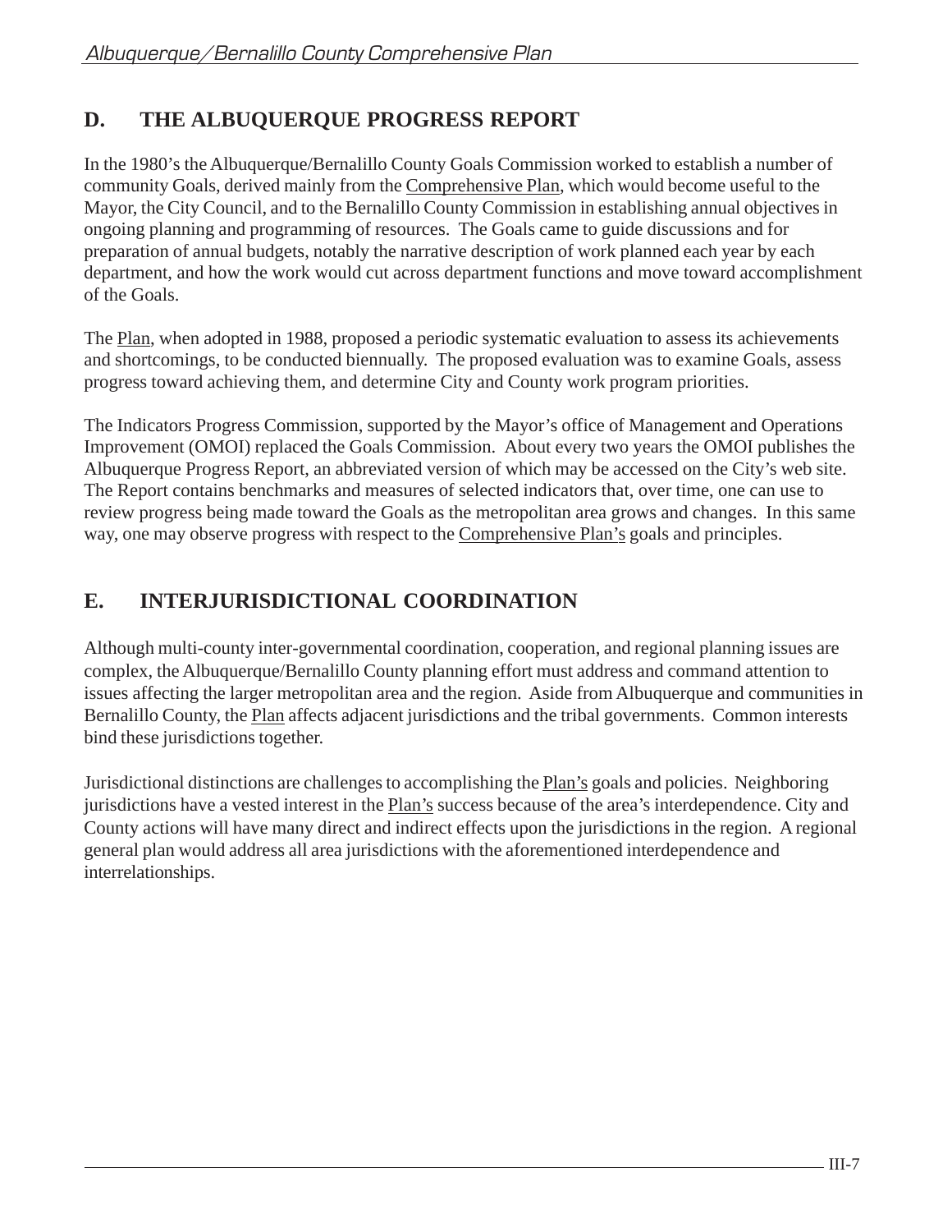## D. THE ALBUQUERQUE PROGRESS REPORT

In the 1980's the Albuquerque/Bernalillo County Goals Commission worked to establish a number of community Goals, derived mainly from the Comprehensive Plan, which would become useful to the Mayor, the City Council, and to the Bernalillo County Commission in establishing annual objectives in ongoing planning and programming of resources. The Goals came to guide discussions and for preparation of annual budgets, notably the narrative description of work planned each year by each department, and how the work would cut across department functions and move toward accomplishment of the Goals.

The Plan, when adopted in 1988, proposed a periodic systematic evaluation to assess its achievements and shortcomings, to be conducted biennually. The proposed evaluation was to examine Goals, assess progress toward achieving them, and determine City and County work program priorities.

The Indicators Progress Commission, supported by the Mayor's office of Management and Operations Improvement (OMOI) replaced the Goals Commission. About every two years the OMOI publishes the Albuquerque Progress Report, an abbreviated version of which may be accessed on the City's web site. The Report contains benchmarks and measures of selected indicators that, over time, one can use to review progress being made toward the Goals as the metropolitan area grows and changes. In this same way, one may observe progress with respect to the Comprehensive Plan's goals and principles.

## E. INTERJURISDICTIONAL COORDINATION

Although multi-county inter-governmental coordination, cooperation, and regional planning issues are complex, the Albuquerque/Bernalillo County planning effort must address and command attention to issues affecting the larger metropolitan area and the region. Aside from Albuquerque and communities in Bernalillo County, the Plan affects adjacent jurisdictions and the tribal governments. Common interests bind these jurisdictions together.

Jurisdictional distinctions are challenges to accomplishing the Plan's goals and policies. Neighboring jurisdictions have a vested interest in the Plan's success because of the area's interdependence. City and County actions will have many direct and indirect effects upon the jurisdictions in the region. A regional general plan would address all area jurisdictions with the aforementioned interdependence and interrelationships.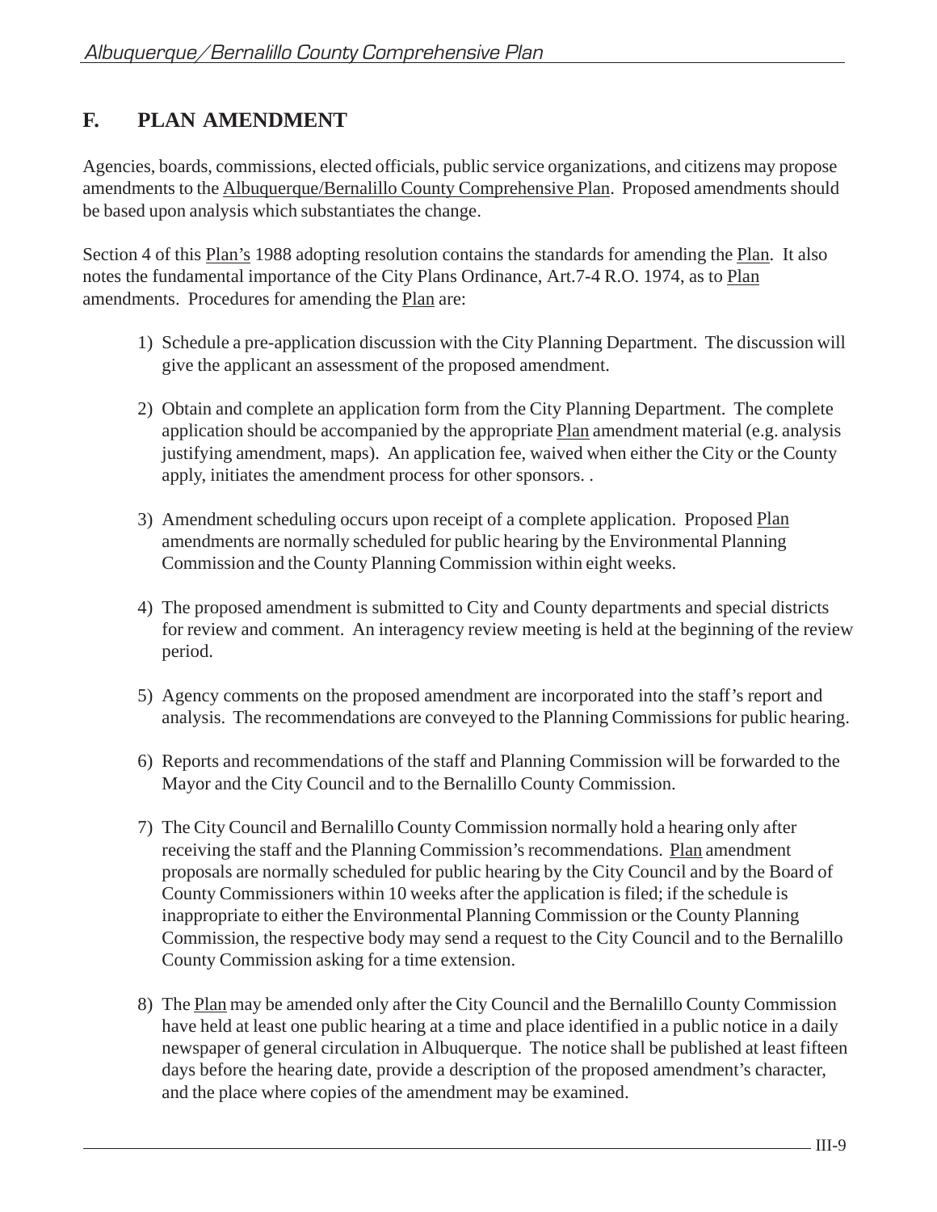## F. PLAN AMENDMENT

Agencies, boards, commissions, elected officials, public service organizations, and citizens may propose amendments to the Albuquerque/Bernalillo County Comprehensive Plan. Proposed amendments should be based upon analysis which substantiates the change.

Section 4 of this Plan's 1988 adopting resolution contains the standards for amending the Plan. It also notes the fundamental importance of the City Plans Ordinance, Art.7-4 R.O. 1974, as to Plan amendments. Procedures for amending the Plan are:

1) Schedule a pre-application discussion with the City Planning Department. The discussion will give the applicant an assessment of the proposed amendment.

2) Obtain and complete an application form from the City Planning Department. The complete application should be accompanied by the appropriate Plan amendment material (e.g. analysis justifying amendment, maps). An application fee, waived when either the City or the County apply, initiates the amendment process for other sponsors. .

3) Amendment scheduling occurs upon receipt of a complete application. Proposed Plan amendments are normally scheduled for public hearing by the Environmental Planning Commission and the County Planning Commission within eight weeks.

4) The proposed amendment is submitted to City and County departments and special districts for review and comment. An interagency review meeting is held at the beginning of the review period.

5) Agency comments on the proposed amendment are incorporated into the staff's report and analysis. The recommendations are conveyed to the Planning Commissions for public hearing.

6) Reports and recommendations of the staff and Planning Commission will be forwarded to the Mayor and the City Council and to the Bernalillo County Commission.

7) The City Council and Bernalillo County Commission normally hold a hearing only after receiving the staff and the Planning Commission's recommendations. Plan amendment proposals are normally scheduled for public hearing by the City Council and by the Board of County Commissioners within 10 weeks after the application is filed; if the schedule is inappropriate to either the Environmental Planning Commission or the County Planning Commission, the respective body may send a request to the City Council and to the Bernalillo County Commission asking for a time extension.

8) The Plan may be amended only after the City Council and the Bernalillo County Commission have held at least one public hearing at a time and place identified in a public notice in a daily newspaper of general circulation in Albuquerque. The notice shall be published at least fifteen days before the hearing date, provide a description of the proposed amendment's character, and the place where copies of the amendment may be examined.